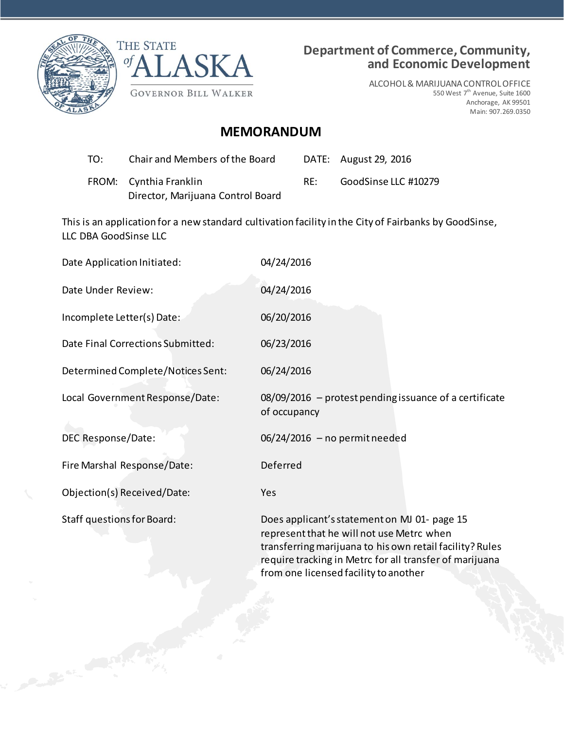THE STATE of ALASKA

GOVERNOR BILL WALKER

**Department of Commerce, Community, and Economic Development**

ALCOHOL & MARIJUANA CONTROL OFFICE
550 West 7th Avenue, Suite 1600
Anchorage, AK 99501
Main: 907.269.0350

## MEMORANDUM

| | | | |
|---|---|---|---|
| TO: | Chair and Members of the Board | DATE: | August 29, 2016 |
| FROM: | Cynthia Franklin<br>Director, Marijuana Control Board | RE: | GoodSinse LLC #10279 |

This is an application for a new standard cultivation facility in the City of Fairbanks by GoodSinse, LLC DBA GoodSinse LLC

| | |
|---|---|
| Date Application Initiated: | 04/24/2016 |
| Date Under Review: | 04/24/2016 |
| Incomplete Letter(s) Date: | 06/20/2016 |
| Date Final Corrections Submitted: | 06/23/2016 |
| Determined Complete/Notices Sent: | 06/24/2016 |
| Local Government Response/Date: | 08/09/2016 – protest pending issuance of a certificate of occupancy |
| DEC Response/Date: | 06/24/2016 – no permit needed |
| Fire Marshal Response/Date: | Deferred |
| Objection(s) Received/Date: | Yes |
| Staff questions for Board: | Does applicant's statement on MJ 01- page 15 represent that he will not use Metrc when transferring marijuana to his own retail facility? Rules require tracking in Metrc for all transfer of marijuana from one licensed facility to another |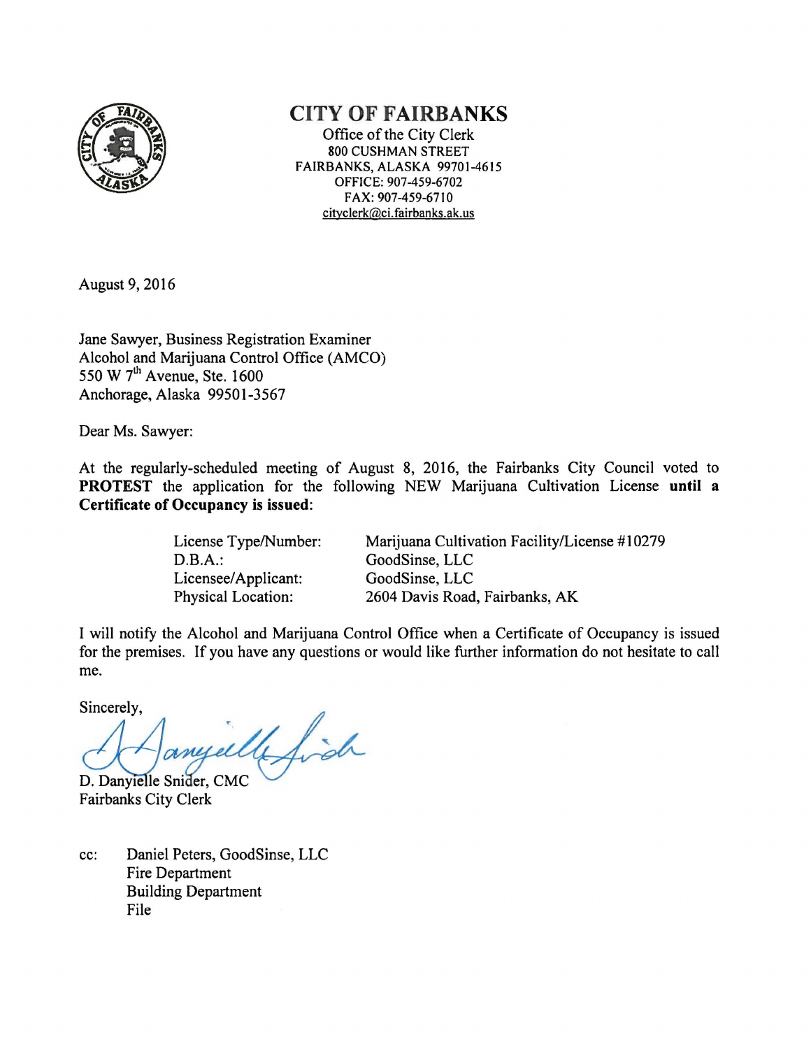# CITY OF FAIRBANKS

Office of the City Clerk
800 CUSHMAN STREET
FAIRBANKS, ALASKA 99701-4615
OFFICE: 907-459-6702
FAX: 907-459-6710
cityclerk@ci.fairbanks.ak.us

August 9, 2016

Jane Sawyer, Business Registration Examiner
Alcohol and Marijuana Control Office (AMCO)
550 W 7th Avenue, Ste. 1600
Anchorage, Alaska 99501-3567

Dear Ms. Sawyer:

At the regularly-scheduled meeting of August 8, 2016, the Fairbanks City Council voted to **PROTEST** the application for the following NEW Marijuana Cultivation License **until a Certificate of Occupancy is issued**:

| | |
|---|---|
| License Type/Number: | Marijuana Cultivation Facility/License #10279 |
| D.B.A.: | GoodSinse, LLC |
| Licensee/Applicant: | GoodSinse, LLC |
| Physical Location: | 2604 Davis Road, Fairbanks, AK |

I will notify the Alcohol and Marijuana Control Office when a Certificate of Occupancy is issued for the premises. If you have any questions or would like further information do not hesitate to call me.

Sincerely,

D. Danyielle Snider, CMC
Fairbanks City Clerk

cc: Daniel Peters, GoodSinse, LLC
Fire Department
Building Department
File